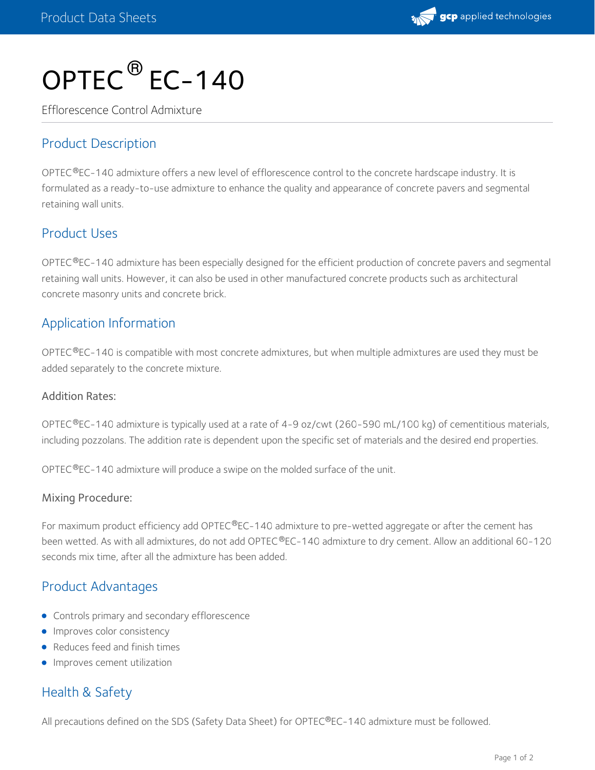# OPTEC® EC-140

Efflorescence Control Admixture

## Product Description

OPTEC®EC-140 admixture offers a new level of efflorescence control to the concrete hardscape industry. It is formulated as a ready-to-use admixture to enhance the quality and appearance of concrete pavers and segmental retaining wall units.

## Product Uses

OPTEC®EC-140 admixture has been especially designed for the efficient production of concrete pavers and segmental retaining wall units. However, it can also be used in other manufactured concrete products such as architectural concrete masonry units and concrete brick.

## Application Information

OPTEC®EC-140 is compatible with most concrete admixtures, but when multiple admixtures are used they must be added separately to the concrete mixture.

### Addition Rates:

OPTEC®EC-140 admixture is typically used at a rate of 4-9 oz/cwt (260-590 mL/100 kg) of cementitious materials, including pozzolans. The addition rate is dependent upon the specific set of materials and the desired end properties.

OPTEC®EC-140 admixture will produce a swipe on the molded surface of the unit.

### Mixing Procedure:

For maximum product efficiency add OPTEC®EC-140 admixture to pre-wetted aggregate or after the cement has been wetted. As with all admixtures, do not add OPTEC®EC-140 admixture to dry cement. Allow an additional 60-120 seconds mix time, after all the admixture has been added.

## Product Advantages

- Controls primary and secondary efflorescence
- Improves color consistency
- Reduces feed and finish times
- Improves cement utilization

## Health & Safety

All precautions defined on the SDS (Safety Data Sheet) for OPTEC®EC-140 admixture must be followed.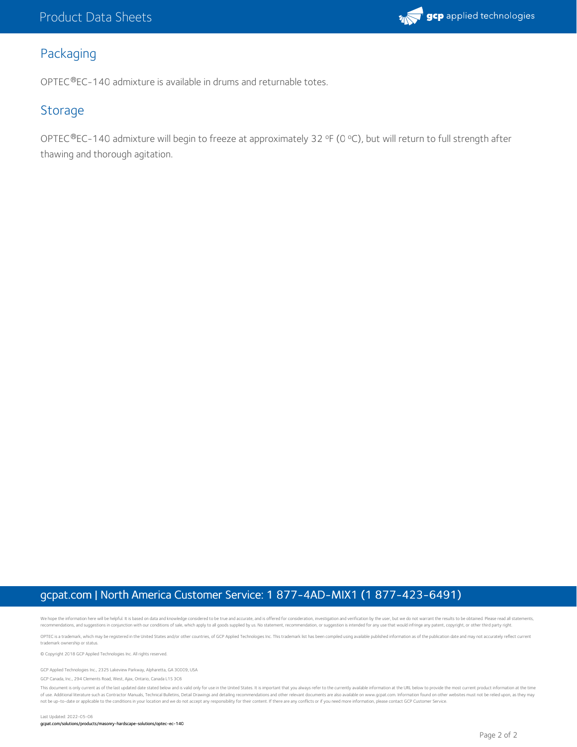## Packaging

OPTEC®EC-140 admixture is available in drums and returnable totes.

## Storage

OPTEC®EC-140 admixture will begin to freeze at approximately 32 ºF (0 ºC), but will return to full strength after thawing and thorough agitation.

gcpat.com | North America Customer Service: 1 877-4AD-MIX1 (1 877-423-6491)

We hope the information here will be helpful. It is based on data and knowledge considered to be true and accurate, and is offered for consideration, investigation and verification by the user, but we do not warrant the results to be obtained. Please read all statements, recommendations, and suggestions in conjunction with our conditions of sale, which apply to all goods supplied by us. No statement, recommendation, or suggestion is intended for any use that would infringe any patent, copyright, or other third party right.

OPTEC is a trademark, which may be registered in the United States and/or other countries, of GCP Applied Technologies Inc. This trademark list has been compiled using available published information as of the publication date and may not accurately reflect current trademark ownership or status.

© Copyright 2018 GCP Applied Technologies Inc. All rights reserved.

GCP Applied Technologies Inc., 2325 Lakeview Parkway, Alpharetta, GA 30009, USA

GCP Canada, Inc., 294 Clements Road, West, Ajax, Ontario, Canada L1S 3C6

This document is only current as of the last updated date stated below and is valid only for use in the United States. It is important that you always refer to the currently available information at the URL below to provide the most current product information at the time of use. Additional literature such as Contractor Manuals, Technical Bulletins, Detail Drawings and detailing recommendations and other relevant documents are also available on www.gcpat.com. Information found on other websites must not be relied upon, as they may not be up-to-date or applicable to the conditions in your location and we do not accept any responsibility for their content. If there are any conflicts or if you need more information, please contact GCP Customer Service.

Last Updated: 2022-05-06

gcpat.com/solutions/products/masonry-hardscape-solutions/optec-ec-140